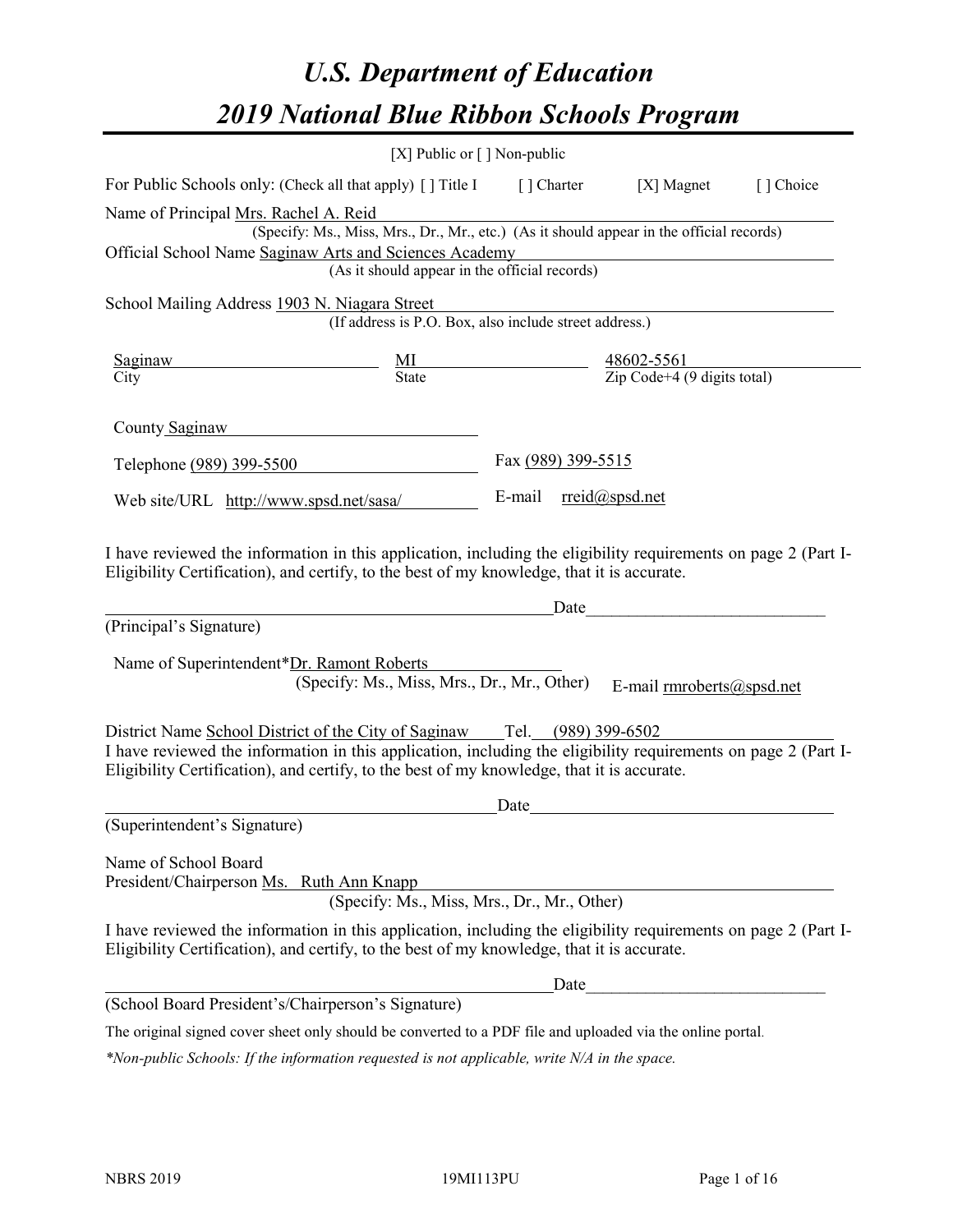# U.S. Department of Education

# 2019 National Blue Ribbon Schools Program

[X] Public or [ ] Non-public

For Public Schools only: (Check all that apply) [ ] Title I [ ] Charter [X] Magnet [ ] Choice

Name of Principal Mrs. Rachel A. Reid
(Specify: Ms., Miss, Mrs., Dr., Mr., etc.) (As it should appear in the official records)

Official School Name Saginaw Arts and Sciences Academy
(As it should appear in the official records)

School Mailing Address 1903 N. Niagara Street
(If address is P.O. Box, also include street address.)

| Saginaw | MI | 48602-5561 |
|---|---|---|
| City | State | Zip Code+4 (9 digits total) |

County Saginaw

Telephone (989) 399-5500 Fax (989) 399-5515

Web site/URL http://www.spsd.net/sasa/ E-mail rreid@spsd.net

I have reviewed the information in this application, including the eligibility requirements on page 2 (Part I-Eligibility Certification), and certify, to the best of my knowledge, that it is accurate.

_______________________________________________ Date_________________________

(Principal's Signature)

Name of Superintendent*Dr. Ramont Roberts
(Specify: Ms., Miss, Mrs., Dr., Mr., Other) E-mail rmroberts@spsd.net

District Name School District of the City of Saginaw Tel. (989) 399-6502

I have reviewed the information in this application, including the eligibility requirements on page 2 (Part I-Eligibility Certification), and certify, to the best of my knowledge, that it is accurate.

_______________________________________________ Date_________________________

(Superintendent's Signature)

Name of School Board
President/Chairperson Ms. Ruth Ann Knapp
(Specify: Ms., Miss, Mrs., Dr., Mr., Other)

I have reviewed the information in this application, including the eligibility requirements on page 2 (Part I-Eligibility Certification), and certify, to the best of my knowledge, that it is accurate.

_______________________________________________ Date_________________________

(School Board President's/Chairperson's Signature)

The original signed cover sheet only should be converted to a PDF file and uploaded via the online portal.

*\*Non-public Schools: If the information requested is not applicable, write N/A in the space.*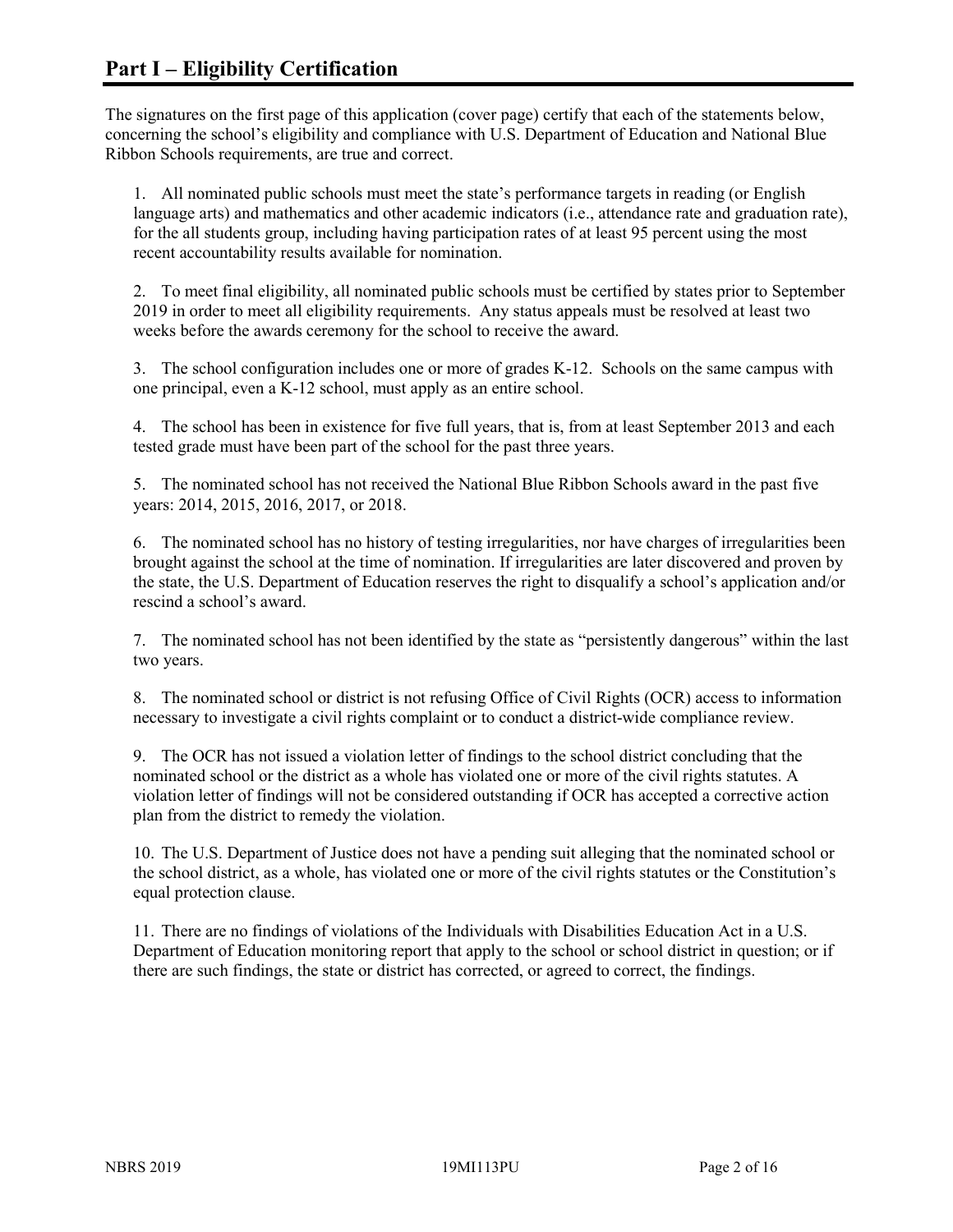# Part I – Eligibility Certification

The signatures on the first page of this application (cover page) certify that each of the statements below, concerning the school's eligibility and compliance with U.S. Department of Education and National Blue Ribbon Schools requirements, are true and correct.

1. All nominated public schools must meet the state's performance targets in reading (or English language arts) and mathematics and other academic indicators (i.e., attendance rate and graduation rate), for the all students group, including having participation rates of at least 95 percent using the most recent accountability results available for nomination.

2. To meet final eligibility, all nominated public schools must be certified by states prior to September 2019 in order to meet all eligibility requirements. Any status appeals must be resolved at least two weeks before the awards ceremony for the school to receive the award.

3. The school configuration includes one or more of grades K-12. Schools on the same campus with one principal, even a K-12 school, must apply as an entire school.

4. The school has been in existence for five full years, that is, from at least September 2013 and each tested grade must have been part of the school for the past three years.

5. The nominated school has not received the National Blue Ribbon Schools award in the past five years: 2014, 2015, 2016, 2017, or 2018.

6. The nominated school has no history of testing irregularities, nor have charges of irregularities been brought against the school at the time of nomination. If irregularities are later discovered and proven by the state, the U.S. Department of Education reserves the right to disqualify a school's application and/or rescind a school's award.

7. The nominated school has not been identified by the state as "persistently dangerous" within the last two years.

8. The nominated school or district is not refusing Office of Civil Rights (OCR) access to information necessary to investigate a civil rights complaint or to conduct a district-wide compliance review.

9. The OCR has not issued a violation letter of findings to the school district concluding that the nominated school or the district as a whole has violated one or more of the civil rights statutes. A violation letter of findings will not be considered outstanding if OCR has accepted a corrective action plan from the district to remedy the violation.

10. The U.S. Department of Justice does not have a pending suit alleging that the nominated school or the school district, as a whole, has violated one or more of the civil rights statutes or the Constitution's equal protection clause.

11. There are no findings of violations of the Individuals with Disabilities Education Act in a U.S. Department of Education monitoring report that apply to the school or school district in question; or if there are such findings, the state or district has corrected, or agreed to correct, the findings.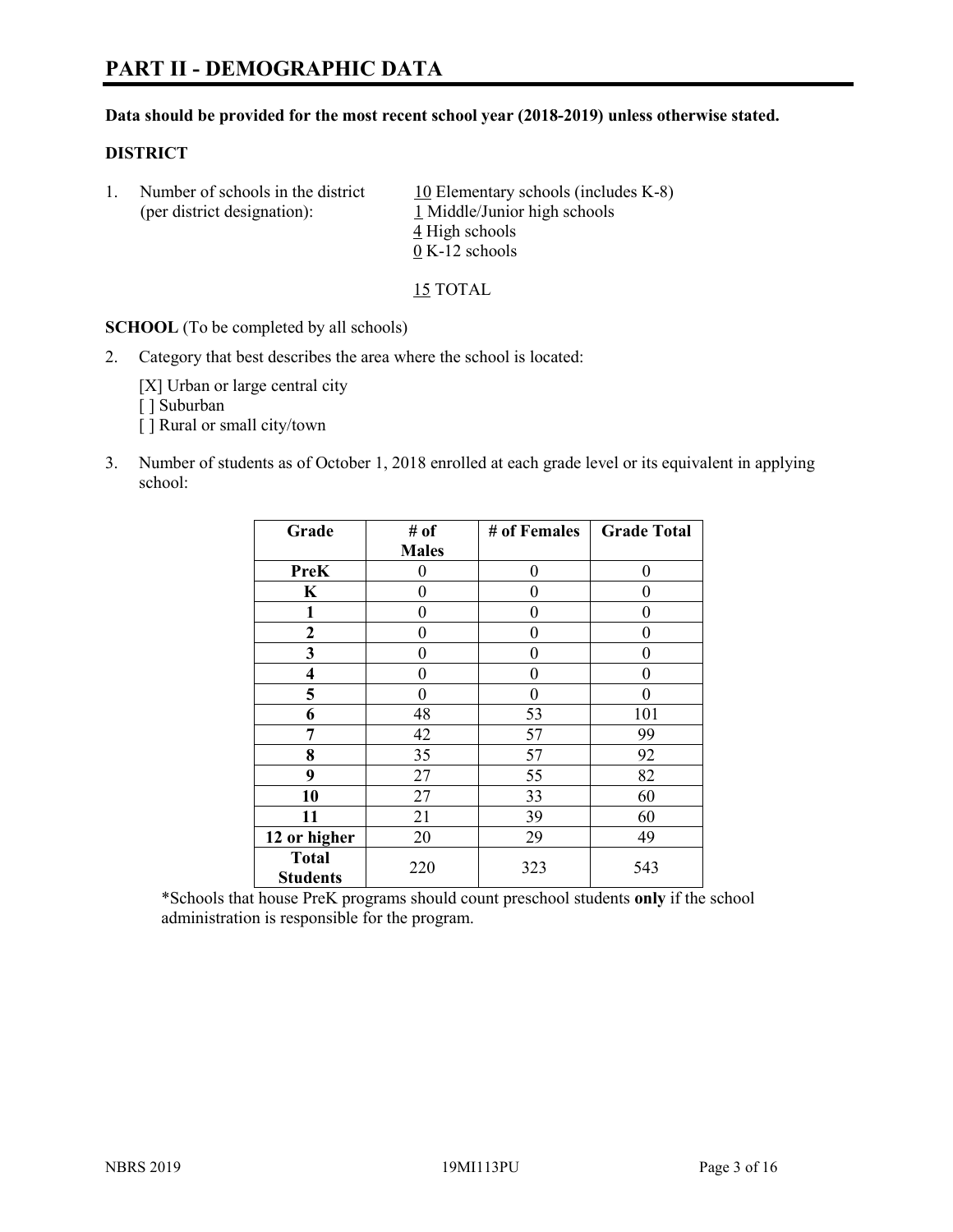# PART II - DEMOGRAPHIC DATA

**Data should be provided for the most recent school year (2018-2019) unless otherwise stated.**

**DISTRICT**

1. Number of schools in the district (per district designation):
   10 Elementary schools (includes K-8)
   1 Middle/Junior high schools
   4 High schools
   0 K-12 schools

   15 TOTAL

**SCHOOL** (To be completed by all schools)

2. Category that best describes the area where the school is located:

   [X] Urban or large central city
   [ ] Suburban
   [ ] Rural or small city/town

3. Number of students as of October 1, 2018 enrolled at each grade level or its equivalent in applying school:

| Grade | # of Males | # of Females | Grade Total |
|---|---|---|---|
| **PreK** | 0 | 0 | 0 |
| **K** | 0 | 0 | 0 |
| **1** | 0 | 0 | 0 |
| **2** | 0 | 0 | 0 |
| **3** | 0 | 0 | 0 |
| **4** | 0 | 0 | 0 |
| **5** | 0 | 0 | 0 |
| **6** | 48 | 53 | 101 |
| **7** | 42 | 57 | 99 |
| **8** | 35 | 57 | 92 |
| **9** | 27 | 55 | 82 |
| **10** | 27 | 33 | 60 |
| **11** | 21 | 39 | 60 |
| **12 or higher** | 20 | 29 | 49 |
| **Total Students** | 220 | 323 | 543 |

*Schools that house PreK programs should count preschool students **only** if the school administration is responsible for the program.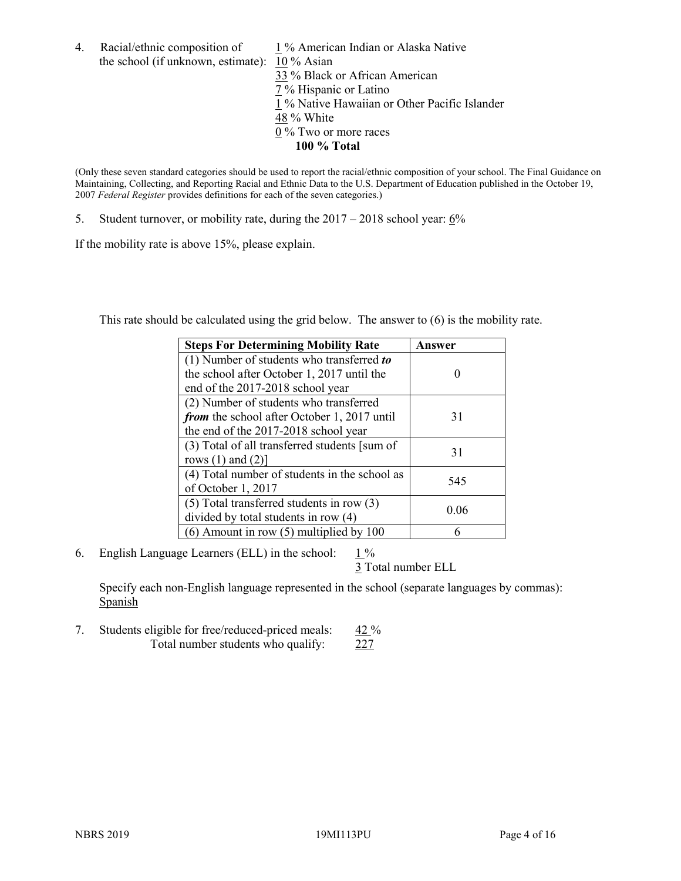4. Racial/ethnic composition of the school (if unknown, estimate):
   1 % American Indian or Alaska Native
   10 % Asian
   33 % Black or African American
   7 % Hispanic or Latino
   1 % Native Hawaiian or Other Pacific Islander
   48 % White
   0 % Two or more races
   **100 % Total**

(Only these seven standard categories should be used to report the racial/ethnic composition of your school. The Final Guidance on Maintaining, Collecting, and Reporting Racial and Ethnic Data to the U.S. Department of Education published in the October 19, 2007 *Federal Register* provides definitions for each of the seven categories.)

5. Student turnover, or mobility rate, during the 2017 – 2018 school year: 6%

If the mobility rate is above 15%, please explain.

This rate should be calculated using the grid below. The answer to (6) is the mobility rate.

| **Steps For Determining Mobility Rate** | **Answer** |
|---|---|
| (1) Number of students who transferred ***to*** the school after October 1, 2017 until the end of the 2017-2018 school year | 0 |
| (2) Number of students who transferred ***from*** the school after October 1, 2017 until the end of the 2017-2018 school year | 31 |
| (3) Total of all transferred students [sum of rows (1) and (2)] | 31 |
| (4) Total number of students in the school as of October 1, 2017 | 545 |
| (5) Total transferred students in row (3) divided by total students in row (4) | 0.06 |
| (6) Amount in row (5) multiplied by 100 | 6 |

6. English Language Learners (ELL) in the school: 1 %
   3 Total number ELL

   Specify each non-English language represented in the school (separate languages by commas):
   Spanish

7. Students eligible for free/reduced-priced meals: 42 %
   Total number students who qualify: 227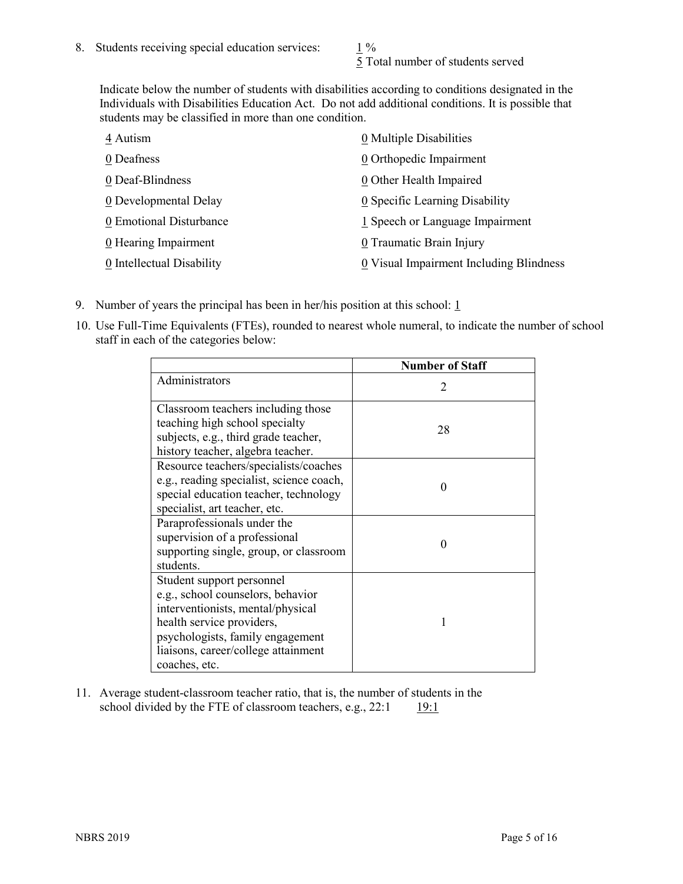8. Students receiving special education services: 1 %
   5 Total number of students served

   Indicate below the number of students with disabilities according to conditions designated in the Individuals with Disabilities Education Act. Do not add additional conditions. It is possible that students may be classified in more than one condition.

   4 Autism
   0 Deafness
   0 Deaf-Blindness
   0 Developmental Delay
   0 Emotional Disturbance
   0 Hearing Impairment
   0 Intellectual Disability
   0 Multiple Disabilities
   0 Orthopedic Impairment
   0 Other Health Impaired
   0 Specific Learning Disability
   1 Speech or Language Impairment
   0 Traumatic Brain Injury
   0 Visual Impairment Including Blindness

9. Number of years the principal has been in her/his position at this school: 1

10. Use Full-Time Equivalents (FTEs), rounded to nearest whole numeral, to indicate the number of school staff in each of the categories below:

| | Number of Staff |
|---|---|
| Administrators | 2 |
| Classroom teachers including those teaching high school specialty subjects, e.g., third grade teacher, history teacher, algebra teacher. | 28 |
| Resource teachers/specialists/coaches e.g., reading specialist, science coach, special education teacher, technology specialist, art teacher, etc. | 0 |
| Paraprofessionals under the supervision of a professional supporting single, group, or classroom students. | 0 |
| Student support personnel e.g., school counselors, behavior interventionists, mental/physical health service providers, psychologists, family engagement liaisons, career/college attainment coaches, etc. | 1 |

11. Average student-classroom teacher ratio, that is, the number of students in the school divided by the FTE of classroom teachers, e.g., 22:1 19:1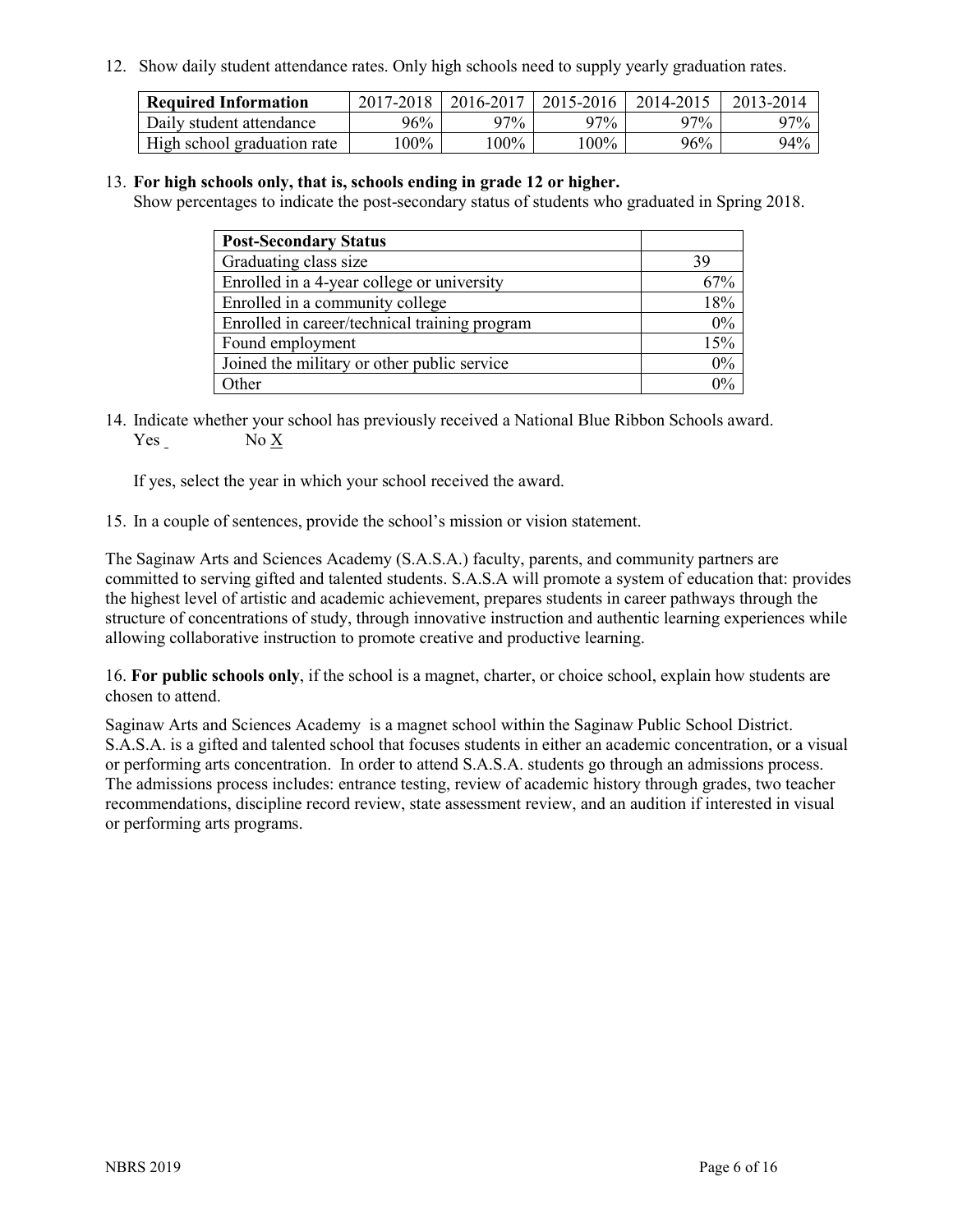12. Show daily student attendance rates. Only high schools need to supply yearly graduation rates.

| Required Information | 2017-2018 | 2016-2017 | 2015-2016 | 2014-2015 | 2013-2014 |
|---|---|---|---|---|---|
| Daily student attendance | 96% | 97% | 97% | 97% | 97% |
| High school graduation rate | 100% | 100% | 100% | 96% | 94% |

13. **For high schools only, that is, schools ending in grade 12 or higher.**
Show percentages to indicate the post-secondary status of students who graduated in Spring 2018.

| Post-Secondary Status | |
|---|---|
| Graduating class size | 39 |
| Enrolled in a 4-year college or university | 67% |
| Enrolled in a community college | 18% |
| Enrolled in career/technical training program | 0% |
| Found employment | 15% |
| Joined the military or other public service | 0% |
| Other | 0% |

14. Indicate whether your school has previously received a National Blue Ribbon Schools award.
Yes ___ No X

If yes, select the year in which your school received the award.

15. In a couple of sentences, provide the school's mission or vision statement.

The Saginaw Arts and Sciences Academy (S.A.S.A.) faculty, parents, and community partners are committed to serving gifted and talented students. S.A.S.A will promote a system of education that: provides the highest level of artistic and academic achievement, prepares students in career pathways through the structure of concentrations of study, through innovative instruction and authentic learning experiences while allowing collaborative instruction to promote creative and productive learning.

16. **For public schools only**, if the school is a magnet, charter, or choice school, explain how students are chosen to attend.

Saginaw Arts and Sciences Academy is a magnet school within the Saginaw Public School District. S.A.S.A. is a gifted and talented school that focuses students in either an academic concentration, or a visual or performing arts concentration. In order to attend S.A.S.A. students go through an admissions process. The admissions process includes: entrance testing, review of academic history through grades, two teacher recommendations, discipline record review, state assessment review, and an audition if interested in visual or performing arts programs.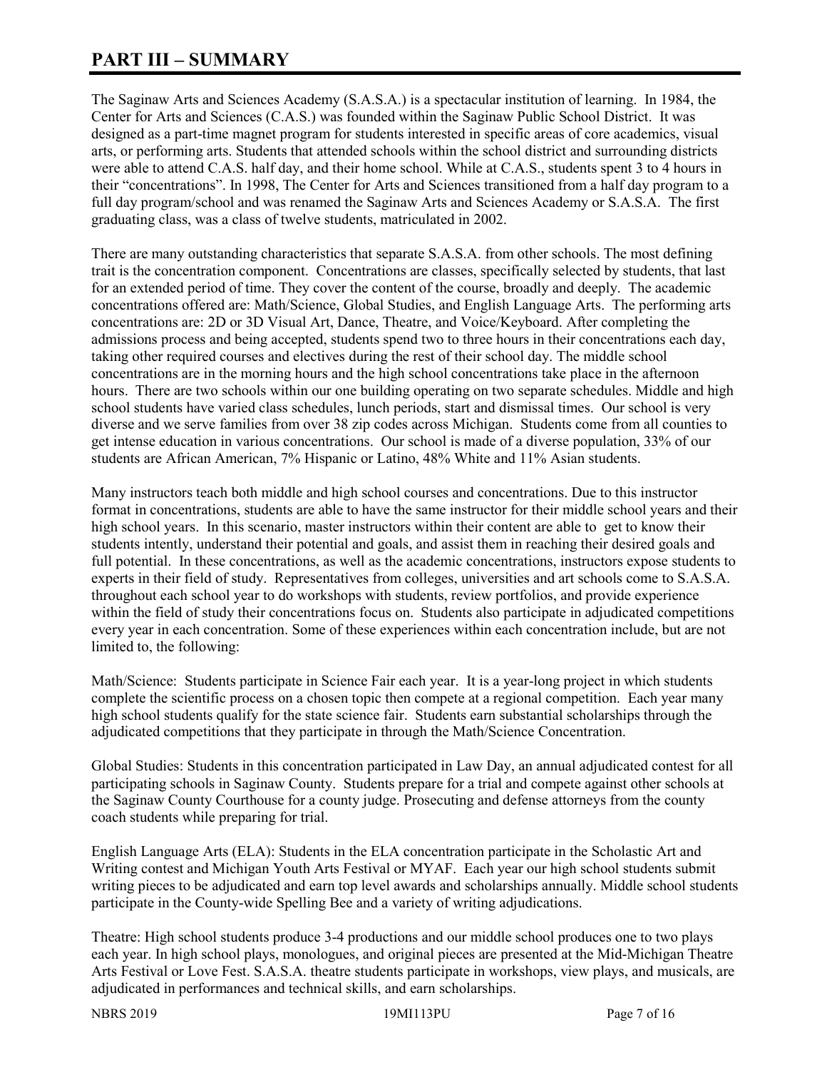# PART III – SUMMARY

The Saginaw Arts and Sciences Academy (S.A.S.A.) is a spectacular institution of learning. In 1984, the Center for Arts and Sciences (C.A.S.) was founded within the Saginaw Public School District. It was designed as a part-time magnet program for students interested in specific areas of core academics, visual arts, or performing arts. Students that attended schools within the school district and surrounding districts were able to attend C.A.S. half day, and their home school. While at C.A.S., students spent 3 to 4 hours in their "concentrations". In 1998, The Center for Arts and Sciences transitioned from a half day program to a full day program/school and was renamed the Saginaw Arts and Sciences Academy or S.A.S.A. The first graduating class, was a class of twelve students, matriculated in 2002.

There are many outstanding characteristics that separate S.A.S.A. from other schools. The most defining trait is the concentration component. Concentrations are classes, specifically selected by students, that last for an extended period of time. They cover the content of the course, broadly and deeply. The academic concentrations offered are: Math/Science, Global Studies, and English Language Arts. The performing arts concentrations are: 2D or 3D Visual Art, Dance, Theatre, and Voice/Keyboard. After completing the admissions process and being accepted, students spend two to three hours in their concentrations each day, taking other required courses and electives during the rest of their school day. The middle school concentrations are in the morning hours and the high school concentrations take place in the afternoon hours. There are two schools within our one building operating on two separate schedules. Middle and high school students have varied class schedules, lunch periods, start and dismissal times. Our school is very diverse and we serve families from over 38 zip codes across Michigan. Students come from all counties to get intense education in various concentrations. Our school is made of a diverse population, 33% of our students are African American, 7% Hispanic or Latino, 48% White and 11% Asian students.

Many instructors teach both middle and high school courses and concentrations. Due to this instructor format in concentrations, students are able to have the same instructor for their middle school years and their high school years. In this scenario, master instructors within their content are able to get to know their students intently, understand their potential and goals, and assist them in reaching their desired goals and full potential. In these concentrations, as well as the academic concentrations, instructors expose students to experts in their field of study. Representatives from colleges, universities and art schools come to S.A.S.A. throughout each school year to do workshops with students, review portfolios, and provide experience within the field of study their concentrations focus on. Students also participate in adjudicated competitions every year in each concentration. Some of these experiences within each concentration include, but are not limited to, the following:

Math/Science: Students participate in Science Fair each year. It is a year-long project in which students complete the scientific process on a chosen topic then compete at a regional competition. Each year many high school students qualify for the state science fair. Students earn substantial scholarships through the adjudicated competitions that they participate in through the Math/Science Concentration.

Global Studies: Students in this concentration participated in Law Day, an annual adjudicated contest for all participating schools in Saginaw County. Students prepare for a trial and compete against other schools at the Saginaw County Courthouse for a county judge. Prosecuting and defense attorneys from the county coach students while preparing for trial.

English Language Arts (ELA): Students in the ELA concentration participate in the Scholastic Art and Writing contest and Michigan Youth Arts Festival or MYAF. Each year our high school students submit writing pieces to be adjudicated and earn top level awards and scholarships annually. Middle school students participate in the County-wide Spelling Bee and a variety of writing adjudications.

Theatre: High school students produce 3-4 productions and our middle school produces one to two plays each year. In high school plays, monologues, and original pieces are presented at the Mid-Michigan Theatre Arts Festival or Love Fest. S.A.S.A. theatre students participate in workshops, view plays, and musicals, are adjudicated in performances and technical skills, and earn scholarships.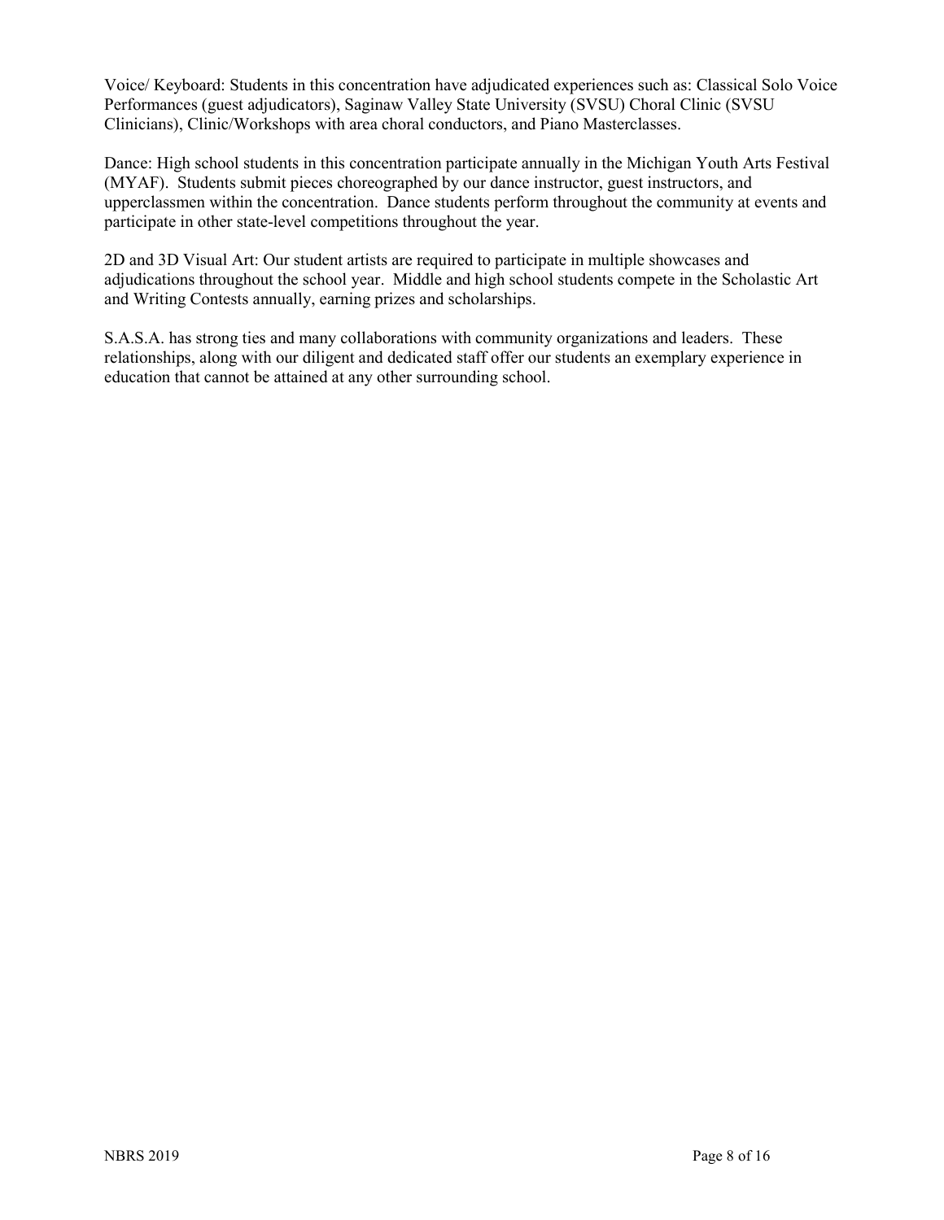Voice/ Keyboard: Students in this concentration have adjudicated experiences such as: Classical Solo Voice Performances (guest adjudicators), Saginaw Valley State University (SVSU) Choral Clinic (SVSU Clinicians), Clinic/Workshops with area choral conductors, and Piano Masterclasses.

Dance: High school students in this concentration participate annually in the Michigan Youth Arts Festival (MYAF). Students submit pieces choreographed by our dance instructor, guest instructors, and upperclassmen within the concentration. Dance students perform throughout the community at events and participate in other state-level competitions throughout the year.

2D and 3D Visual Art: Our student artists are required to participate in multiple showcases and adjudications throughout the school year. Middle and high school students compete in the Scholastic Art and Writing Contests annually, earning prizes and scholarships.

S.A.S.A. has strong ties and many collaborations with community organizations and leaders. These relationships, along with our diligent and dedicated staff offer our students an exemplary experience in education that cannot be attained at any other surrounding school.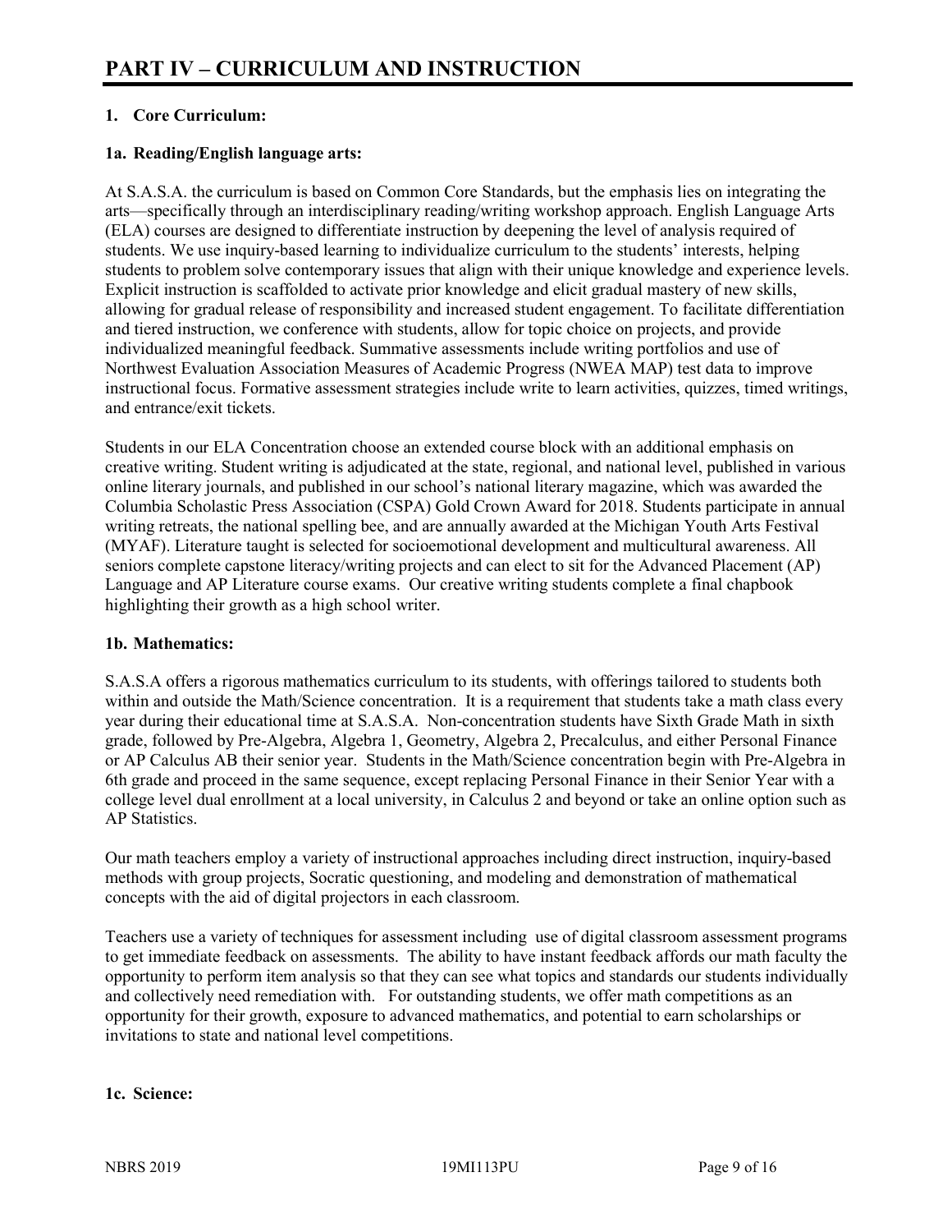# PART IV – CURRICULUM AND INSTRUCTION

## 1. Core Curriculum:

### 1a. Reading/English language arts:

At S.A.S.A. the curriculum is based on Common Core Standards, but the emphasis lies on integrating the arts—specifically through an interdisciplinary reading/writing workshop approach. English Language Arts (ELA) courses are designed to differentiate instruction by deepening the level of analysis required of students. We use inquiry-based learning to individualize curriculum to the students' interests, helping students to problem solve contemporary issues that align with their unique knowledge and experience levels. Explicit instruction is scaffolded to activate prior knowledge and elicit gradual mastery of new skills, allowing for gradual release of responsibility and increased student engagement. To facilitate differentiation and tiered instruction, we conference with students, allow for topic choice on projects, and provide individualized meaningful feedback. Summative assessments include writing portfolios and use of Northwest Evaluation Association Measures of Academic Progress (NWEA MAP) test data to improve instructional focus. Formative assessment strategies include write to learn activities, quizzes, timed writings, and entrance/exit tickets.

Students in our ELA Concentration choose an extended course block with an additional emphasis on creative writing. Student writing is adjudicated at the state, regional, and national level, published in various online literary journals, and published in our school's national literary magazine, which was awarded the Columbia Scholastic Press Association (CSPA) Gold Crown Award for 2018. Students participate in annual writing retreats, the national spelling bee, and are annually awarded at the Michigan Youth Arts Festival (MYAF). Literature taught is selected for socioemotional development and multicultural awareness. All seniors complete capstone literacy/writing projects and can elect to sit for the Advanced Placement (AP) Language and AP Literature course exams. Our creative writing students complete a final chapbook highlighting their growth as a high school writer.

### 1b. Mathematics:

S.A.S.A offers a rigorous mathematics curriculum to its students, with offerings tailored to students both within and outside the Math/Science concentration. It is a requirement that students take a math class every year during their educational time at S.A.S.A. Non-concentration students have Sixth Grade Math in sixth grade, followed by Pre-Algebra, Algebra 1, Geometry, Algebra 2, Precalculus, and either Personal Finance or AP Calculus AB their senior year. Students in the Math/Science concentration begin with Pre-Algebra in 6th grade and proceed in the same sequence, except replacing Personal Finance in their Senior Year with a college level dual enrollment at a local university, in Calculus 2 and beyond or take an online option such as AP Statistics.

Our math teachers employ a variety of instructional approaches including direct instruction, inquiry-based methods with group projects, Socratic questioning, and modeling and demonstration of mathematical concepts with the aid of digital projectors in each classroom.

Teachers use a variety of techniques for assessment including use of digital classroom assessment programs to get immediate feedback on assessments. The ability to have instant feedback affords our math faculty the opportunity to perform item analysis so that they can see what topics and standards our students individually and collectively need remediation with. For outstanding students, we offer math competitions as an opportunity for their growth, exposure to advanced mathematics, and potential to earn scholarships or invitations to state and national level competitions.

### 1c. Science: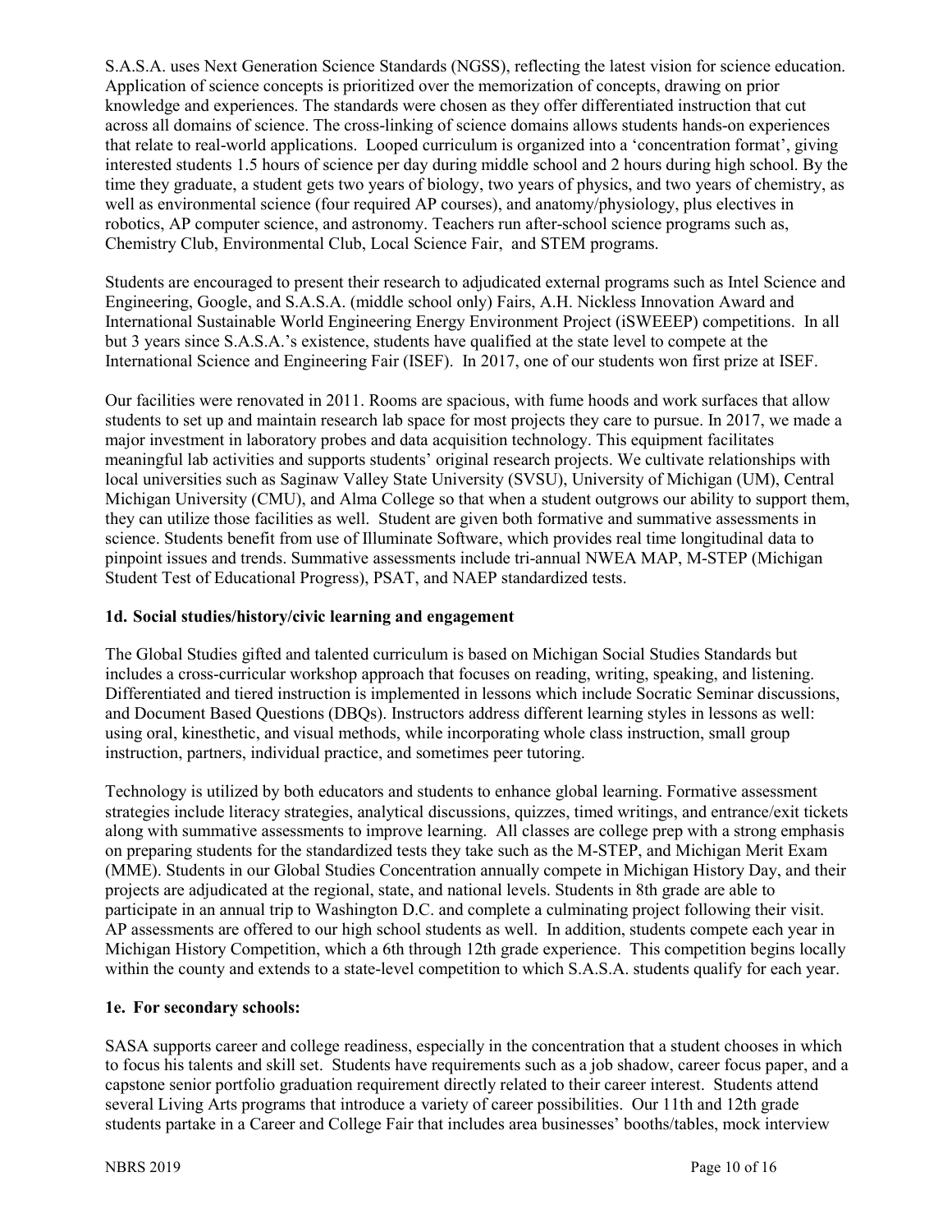S.A.S.A. uses Next Generation Science Standards (NGSS), reflecting the latest vision for science education. Application of science concepts is prioritized over the memorization of concepts, drawing on prior knowledge and experiences. The standards were chosen as they offer differentiated instruction that cut across all domains of science. The cross-linking of science domains allows students hands-on experiences that relate to real-world applications. Looped curriculum is organized into a 'concentration format', giving interested students 1.5 hours of science per day during middle school and 2 hours during high school. By the time they graduate, a student gets two years of biology, two years of physics, and two years of chemistry, as well as environmental science (four required AP courses), and anatomy/physiology, plus electives in robotics, AP computer science, and astronomy. Teachers run after-school science programs such as, Chemistry Club, Environmental Club, Local Science Fair, and STEM programs.

Students are encouraged to present their research to adjudicated external programs such as Intel Science and Engineering, Google, and S.A.S.A. (middle school only) Fairs, A.H. Nickless Innovation Award and International Sustainable World Engineering Energy Environment Project (iSWEEEP) competitions. In all but 3 years since S.A.S.A.'s existence, students have qualified at the state level to compete at the International Science and Engineering Fair (ISEF). In 2017, one of our students won first prize at ISEF.

Our facilities were renovated in 2011. Rooms are spacious, with fume hoods and work surfaces that allow students to set up and maintain research lab space for most projects they care to pursue. In 2017, we made a major investment in laboratory probes and data acquisition technology. This equipment facilitates meaningful lab activities and supports students' original research projects. We cultivate relationships with local universities such as Saginaw Valley State University (SVSU), University of Michigan (UM), Central Michigan University (CMU), and Alma College so that when a student outgrows our ability to support them, they can utilize those facilities as well. Student are given both formative and summative assessments in science. Students benefit from use of Illuminate Software, which provides real time longitudinal data to pinpoint issues and trends. Summative assessments include tri-annual NWEA MAP, M-STEP (Michigan Student Test of Educational Progress), PSAT, and NAEP standardized tests.

**1d. Social studies/history/civic learning and engagement**

The Global Studies gifted and talented curriculum is based on Michigan Social Studies Standards but includes a cross-curricular workshop approach that focuses on reading, writing, speaking, and listening. Differentiated and tiered instruction is implemented in lessons which include Socratic Seminar discussions, and Document Based Questions (DBQs). Instructors address different learning styles in lessons as well: using oral, kinesthetic, and visual methods, while incorporating whole class instruction, small group instruction, partners, individual practice, and sometimes peer tutoring.

Technology is utilized by both educators and students to enhance global learning. Formative assessment strategies include literacy strategies, analytical discussions, quizzes, timed writings, and entrance/exit tickets along with summative assessments to improve learning. All classes are college prep with a strong emphasis on preparing students for the standardized tests they take such as the M-STEP, and Michigan Merit Exam (MME). Students in our Global Studies Concentration annually compete in Michigan History Day, and their projects are adjudicated at the regional, state, and national levels. Students in 8th grade are able to participate in an annual trip to Washington D.C. and complete a culminating project following their visit. AP assessments are offered to our high school students as well. In addition, students compete each year in Michigan History Competition, which a 6th through 12th grade experience. This competition begins locally within the county and extends to a state-level competition to which S.A.S.A. students qualify for each year.

**1e. For secondary schools:**

SASA supports career and college readiness, especially in the concentration that a student chooses in which to focus his talents and skill set. Students have requirements such as a job shadow, career focus paper, and a capstone senior portfolio graduation requirement directly related to their career interest. Students attend several Living Arts programs that introduce a variety of career possibilities. Our 11th and 12th grade students partake in a Career and College Fair that includes area businesses' booths/tables, mock interview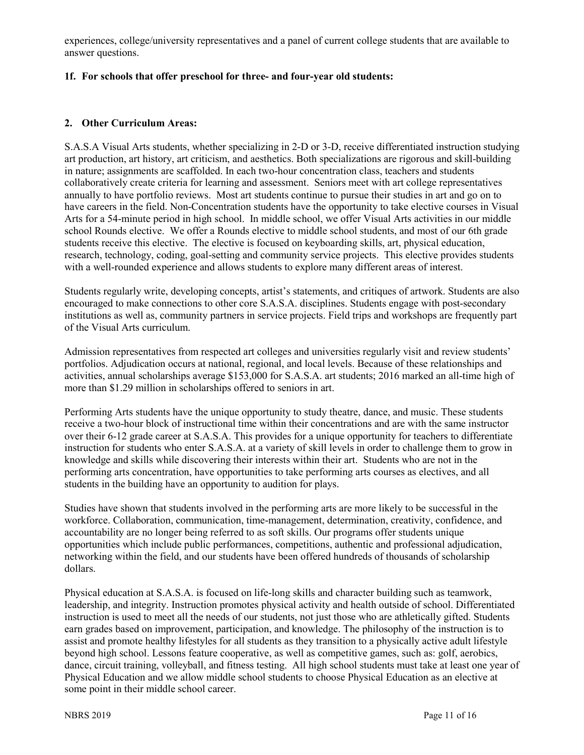experiences, college/university representatives and a panel of current college students that are available to answer questions.

**1f. For schools that offer preschool for three- and four-year old students:**

## 2. Other Curriculum Areas:

S.A.S.A Visual Arts students, whether specializing in 2-D or 3-D, receive differentiated instruction studying art production, art history, art criticism, and aesthetics. Both specializations are rigorous and skill-building in nature; assignments are scaffolded. In each two-hour concentration class, teachers and students collaboratively create criteria for learning and assessment. Seniors meet with art college representatives annually to have portfolio reviews. Most art students continue to pursue their studies in art and go on to have careers in the field. Non-Concentration students have the opportunity to take elective courses in Visual Arts for a 54-minute period in high school. In middle school, we offer Visual Arts activities in our middle school Rounds elective. We offer a Rounds elective to middle school students, and most of our 6th grade students receive this elective. The elective is focused on keyboarding skills, art, physical education, research, technology, coding, goal-setting and community service projects. This elective provides students with a well-rounded experience and allows students to explore many different areas of interest.

Students regularly write, developing concepts, artist's statements, and critiques of artwork. Students are also encouraged to make connections to other core S.A.S.A. disciplines. Students engage with post-secondary institutions as well as, community partners in service projects. Field trips and workshops are frequently part of the Visual Arts curriculum.

Admission representatives from respected art colleges and universities regularly visit and review students' portfolios. Adjudication occurs at national, regional, and local levels. Because of these relationships and activities, annual scholarships average $153,000 for S.A.S.A. art students; 2016 marked an all-time high of more than $1.29 million in scholarships offered to seniors in art.

Performing Arts students have the unique opportunity to study theatre, dance, and music. These students receive a two-hour block of instructional time within their concentrations and are with the same instructor over their 6-12 grade career at S.A.S.A. This provides for a unique opportunity for teachers to differentiate instruction for students who enter S.A.S.A. at a variety of skill levels in order to challenge them to grow in knowledge and skills while discovering their interests within their art. Students who are not in the performing arts concentration, have opportunities to take performing arts courses as electives, and all students in the building have an opportunity to audition for plays.

Studies have shown that students involved in the performing arts are more likely to be successful in the workforce. Collaboration, communication, time-management, determination, creativity, confidence, and accountability are no longer being referred to as soft skills. Our programs offer students unique opportunities which include public performances, competitions, authentic and professional adjudication, networking within the field, and our students have been offered hundreds of thousands of scholarship dollars.

Physical education at S.A.S.A. is focused on life-long skills and character building such as teamwork, leadership, and integrity. Instruction promotes physical activity and health outside of school. Differentiated instruction is used to meet all the needs of our students, not just those who are athletically gifted. Students earn grades based on improvement, participation, and knowledge. The philosophy of the instruction is to assist and promote healthy lifestyles for all students as they transition to a physically active adult lifestyle beyond high school. Lessons feature cooperative, as well as competitive games, such as: golf, aerobics, dance, circuit training, volleyball, and fitness testing. All high school students must take at least one year of Physical Education and we allow middle school students to choose Physical Education as an elective at some point in their middle school career.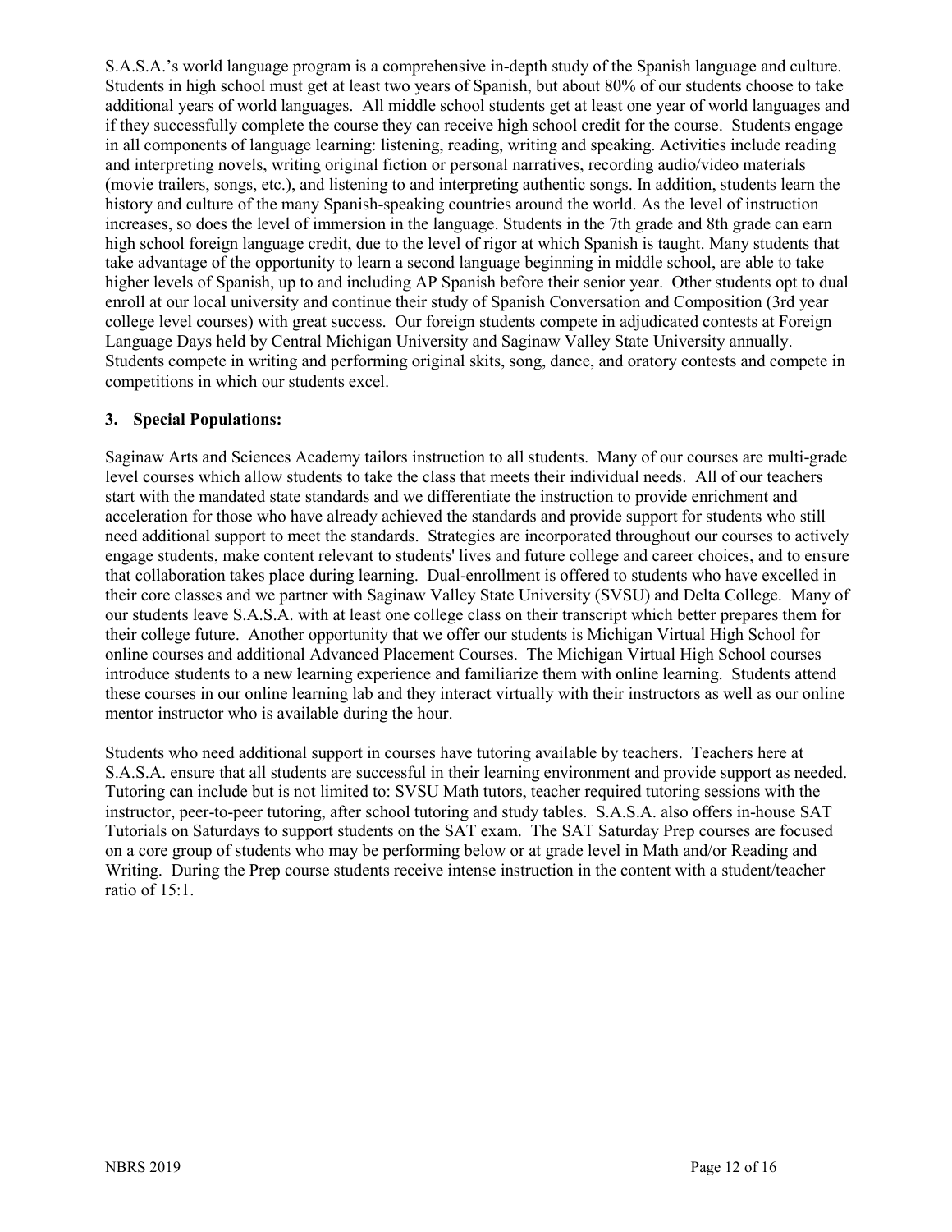S.A.S.A.'s world language program is a comprehensive in-depth study of the Spanish language and culture. Students in high school must get at least two years of Spanish, but about 80% of our students choose to take additional years of world languages. All middle school students get at least one year of world languages and if they successfully complete the course they can receive high school credit for the course. Students engage in all components of language learning: listening, reading, writing and speaking. Activities include reading and interpreting novels, writing original fiction or personal narratives, recording audio/video materials (movie trailers, songs, etc.), and listening to and interpreting authentic songs. In addition, students learn the history and culture of the many Spanish-speaking countries around the world. As the level of instruction increases, so does the level of immersion in the language. Students in the 7th grade and 8th grade can earn high school foreign language credit, due to the level of rigor at which Spanish is taught. Many students that take advantage of the opportunity to learn a second language beginning in middle school, are able to take higher levels of Spanish, up to and including AP Spanish before their senior year. Other students opt to dual enroll at our local university and continue their study of Spanish Conversation and Composition (3rd year college level courses) with great success. Our foreign students compete in adjudicated contests at Foreign Language Days held by Central Michigan University and Saginaw Valley State University annually. Students compete in writing and performing original skits, song, dance, and oratory contests and compete in competitions in which our students excel.

### 3. Special Populations:

Saginaw Arts and Sciences Academy tailors instruction to all students. Many of our courses are multi-grade level courses which allow students to take the class that meets their individual needs. All of our teachers start with the mandated state standards and we differentiate the instruction to provide enrichment and acceleration for those who have already achieved the standards and provide support for students who still need additional support to meet the standards. Strategies are incorporated throughout our courses to actively engage students, make content relevant to students' lives and future college and career choices, and to ensure that collaboration takes place during learning. Dual-enrollment is offered to students who have excelled in their core classes and we partner with Saginaw Valley State University (SVSU) and Delta College. Many of our students leave S.A.S.A. with at least one college class on their transcript which better prepares them for their college future. Another opportunity that we offer our students is Michigan Virtual High School for online courses and additional Advanced Placement Courses. The Michigan Virtual High School courses introduce students to a new learning experience and familiarize them with online learning. Students attend these courses in our online learning lab and they interact virtually with their instructors as well as our online mentor instructor who is available during the hour.

Students who need additional support in courses have tutoring available by teachers. Teachers here at S.A.S.A. ensure that all students are successful in their learning environment and provide support as needed. Tutoring can include but is not limited to: SVSU Math tutors, teacher required tutoring sessions with the instructor, peer-to-peer tutoring, after school tutoring and study tables. S.A.S.A. also offers in-house SAT Tutorials on Saturdays to support students on the SAT exam. The SAT Saturday Prep courses are focused on a core group of students who may be performing below or at grade level in Math and/or Reading and Writing. During the Prep course students receive intense instruction in the content with a student/teacher ratio of 15:1.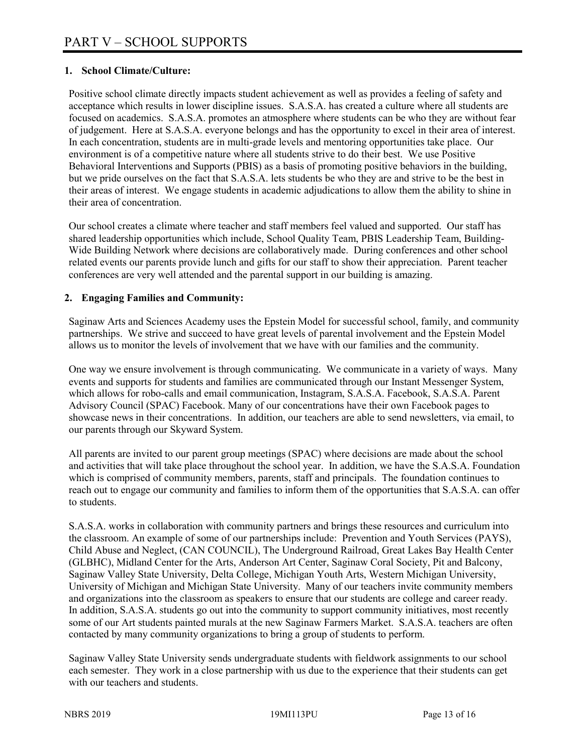# PART V – SCHOOL SUPPORTS

**1. School Climate/Culture:**

Positive school climate directly impacts student achievement as well as provides a feeling of safety and acceptance which results in lower discipline issues. S.A.S.A. has created a culture where all students are focused on academics. S.A.S.A. promotes an atmosphere where students can be who they are without fear of judgement. Here at S.A.S.A. everyone belongs and has the opportunity to excel in their area of interest. In each concentration, students are in multi-grade levels and mentoring opportunities take place. Our environment is of a competitive nature where all students strive to do their best. We use Positive Behavioral Interventions and Supports (PBIS) as a basis of promoting positive behaviors in the building, but we pride ourselves on the fact that S.A.S.A. lets students be who they are and strive to be the best in their areas of interest. We engage students in academic adjudications to allow them the ability to shine in their area of concentration.

Our school creates a climate where teacher and staff members feel valued and supported. Our staff has shared leadership opportunities which include, School Quality Team, PBIS Leadership Team, Building-Wide Building Network where decisions are collaboratively made. During conferences and other school related events our parents provide lunch and gifts for our staff to show their appreciation. Parent teacher conferences are very well attended and the parental support in our building is amazing.

**2. Engaging Families and Community:**

Saginaw Arts and Sciences Academy uses the Epstein Model for successful school, family, and community partnerships. We strive and succeed to have great levels of parental involvement and the Epstein Model allows us to monitor the levels of involvement that we have with our families and the community.

One way we ensure involvement is through communicating. We communicate in a variety of ways. Many events and supports for students and families are communicated through our Instant Messenger System, which allows for robo-calls and email communication, Instagram, S.A.S.A. Facebook, S.A.S.A. Parent Advisory Council (SPAC) Facebook. Many of our concentrations have their own Facebook pages to showcase news in their concentrations. In addition, our teachers are able to send newsletters, via email, to our parents through our Skyward System.

All parents are invited to our parent group meetings (SPAC) where decisions are made about the school and activities that will take place throughout the school year. In addition, we have the S.A.S.A. Foundation which is comprised of community members, parents, staff and principals. The foundation continues to reach out to engage our community and families to inform them of the opportunities that S.A.S.A. can offer to students.

S.A.S.A. works in collaboration with community partners and brings these resources and curriculum into the classroom. An example of some of our partnerships include: Prevention and Youth Services (PAYS), Child Abuse and Neglect, (CAN COUNCIL), The Underground Railroad, Great Lakes Bay Health Center (GLBHC), Midland Center for the Arts, Anderson Art Center, Saginaw Coral Society, Pit and Balcony, Saginaw Valley State University, Delta College, Michigan Youth Arts, Western Michigan University, University of Michigan and Michigan State University. Many of our teachers invite community members and organizations into the classroom as speakers to ensure that our students are college and career ready. In addition, S.A.S.A. students go out into the community to support community initiatives, most recently some of our Art students painted murals at the new Saginaw Farmers Market. S.A.S.A. teachers are often contacted by many community organizations to bring a group of students to perform.

Saginaw Valley State University sends undergraduate students with fieldwork assignments to our school each semester. They work in a close partnership with us due to the experience that their students can get with our teachers and students.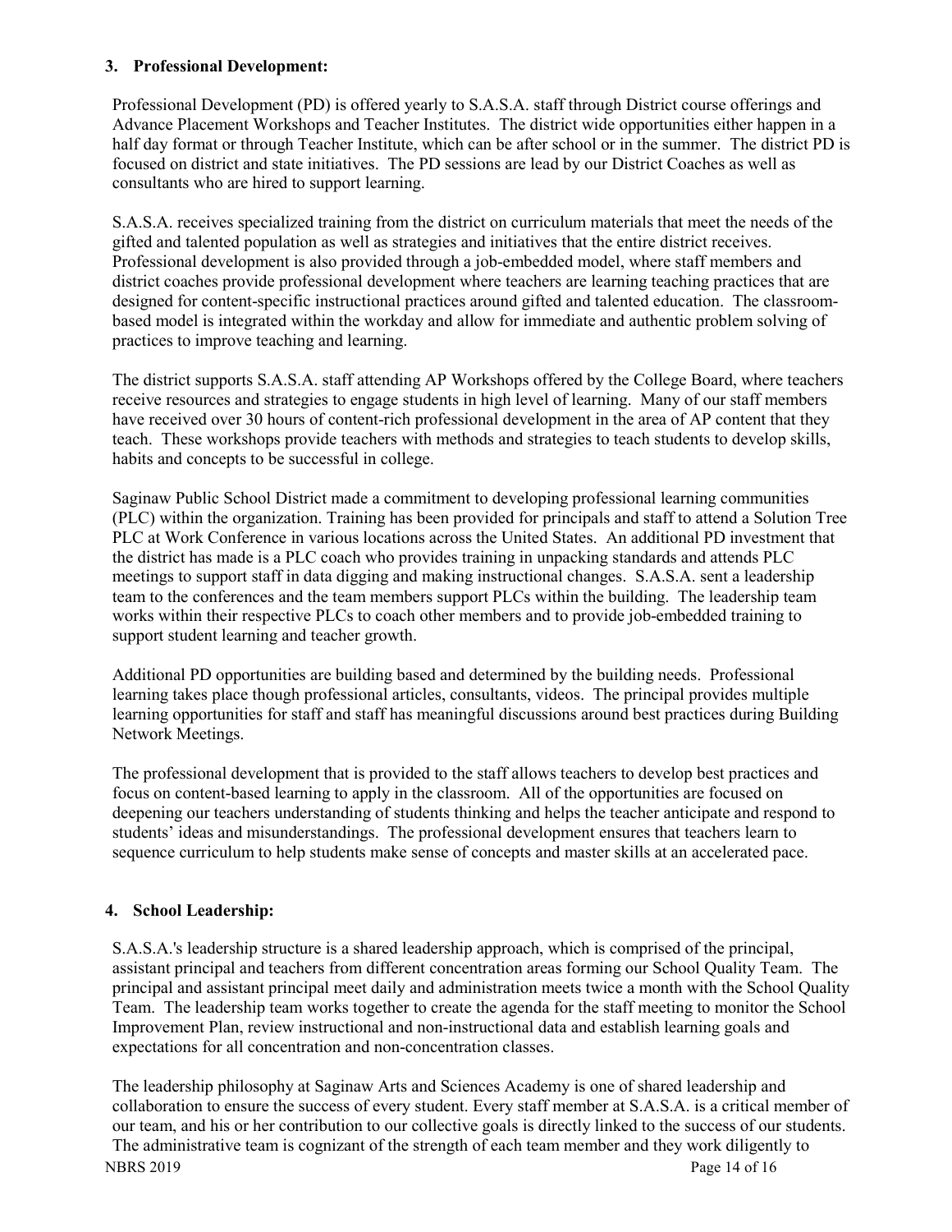### 3. Professional Development:

Professional Development (PD) is offered yearly to S.A.S.A. staff through District course offerings and Advance Placement Workshops and Teacher Institutes. The district wide opportunities either happen in a half day format or through Teacher Institute, which can be after school or in the summer. The district PD is focused on district and state initiatives. The PD sessions are lead by our District Coaches as well as consultants who are hired to support learning.

S.A.S.A. receives specialized training from the district on curriculum materials that meet the needs of the gifted and talented population as well as strategies and initiatives that the entire district receives. Professional development is also provided through a job-embedded model, where staff members and district coaches provide professional development where teachers are learning teaching practices that are designed for content-specific instructional practices around gifted and talented education. The classroom-based model is integrated within the workday and allow for immediate and authentic problem solving of practices to improve teaching and learning.

The district supports S.A.S.A. staff attending AP Workshops offered by the College Board, where teachers receive resources and strategies to engage students in high level of learning. Many of our staff members have received over 30 hours of content-rich professional development in the area of AP content that they teach. These workshops provide teachers with methods and strategies to teach students to develop skills, habits and concepts to be successful in college.

Saginaw Public School District made a commitment to developing professional learning communities (PLC) within the organization. Training has been provided for principals and staff to attend a Solution Tree PLC at Work Conference in various locations across the United States. An additional PD investment that the district has made is a PLC coach who provides training in unpacking standards and attends PLC meetings to support staff in data digging and making instructional changes. S.A.S.A. sent a leadership team to the conferences and the team members support PLCs within the building. The leadership team works within their respective PLCs to coach other members and to provide job-embedded training to support student learning and teacher growth.

Additional PD opportunities are building based and determined by the building needs. Professional learning takes place though professional articles, consultants, videos. The principal provides multiple learning opportunities for staff and staff has meaningful discussions around best practices during Building Network Meetings.

The professional development that is provided to the staff allows teachers to develop best practices and focus on content-based learning to apply in the classroom. All of the opportunities are focused on deepening our teachers understanding of students thinking and helps the teacher anticipate and respond to students' ideas and misunderstandings. The professional development ensures that teachers learn to sequence curriculum to help students make sense of concepts and master skills at an accelerated pace.

### 4. School Leadership:

S.A.S.A.'s leadership structure is a shared leadership approach, which is comprised of the principal, assistant principal and teachers from different concentration areas forming our School Quality Team. The principal and assistant principal meet daily and administration meets twice a month with the School Quality Team. The leadership team works together to create the agenda for the staff meeting to monitor the School Improvement Plan, review instructional and non-instructional data and establish learning goals and expectations for all concentration and non-concentration classes.

The leadership philosophy at Saginaw Arts and Sciences Academy is one of shared leadership and collaboration to ensure the success of every student. Every staff member at S.A.S.A. is a critical member of our team, and his or her contribution to our collective goals is directly linked to the success of our students. The administrative team is cognizant of the strength of each team member and they work diligently to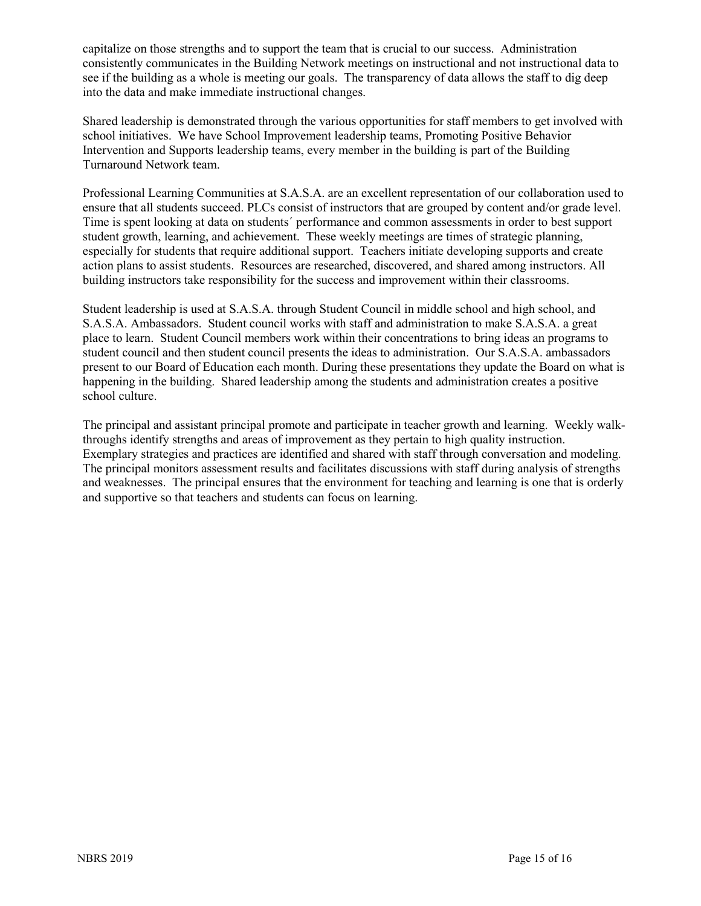capitalize on those strengths and to support the team that is crucial to our success. Administration consistently communicates in the Building Network meetings on instructional and not instructional data to see if the building as a whole is meeting our goals. The transparency of data allows the staff to dig deep into the data and make immediate instructional changes.

Shared leadership is demonstrated through the various opportunities for staff members to get involved with school initiatives. We have School Improvement leadership teams, Promoting Positive Behavior Intervention and Supports leadership teams, every member in the building is part of the Building Turnaround Network team.

Professional Learning Communities at S.A.S.A. are an excellent representation of our collaboration used to ensure that all students succeed. PLCs consist of instructors that are grouped by content and/or grade level. Time is spent looking at data on students´ performance and common assessments in order to best support student growth, learning, and achievement. These weekly meetings are times of strategic planning, especially for students that require additional support. Teachers initiate developing supports and create action plans to assist students. Resources are researched, discovered, and shared among instructors. All building instructors take responsibility for the success and improvement within their classrooms.

Student leadership is used at S.A.S.A. through Student Council in middle school and high school, and S.A.S.A. Ambassadors. Student council works with staff and administration to make S.A.S.A. a great place to learn. Student Council members work within their concentrations to bring ideas an programs to student council and then student council presents the ideas to administration. Our S.A.S.A. ambassadors present to our Board of Education each month. During these presentations they update the Board on what is happening in the building. Shared leadership among the students and administration creates a positive school culture.

The principal and assistant principal promote and participate in teacher growth and learning. Weekly walk-throughs identify strengths and areas of improvement as they pertain to high quality instruction. Exemplary strategies and practices are identified and shared with staff through conversation and modeling. The principal monitors assessment results and facilitates discussions with staff during analysis of strengths and weaknesses. The principal ensures that the environment for teaching and learning is one that is orderly and supportive so that teachers and students can focus on learning.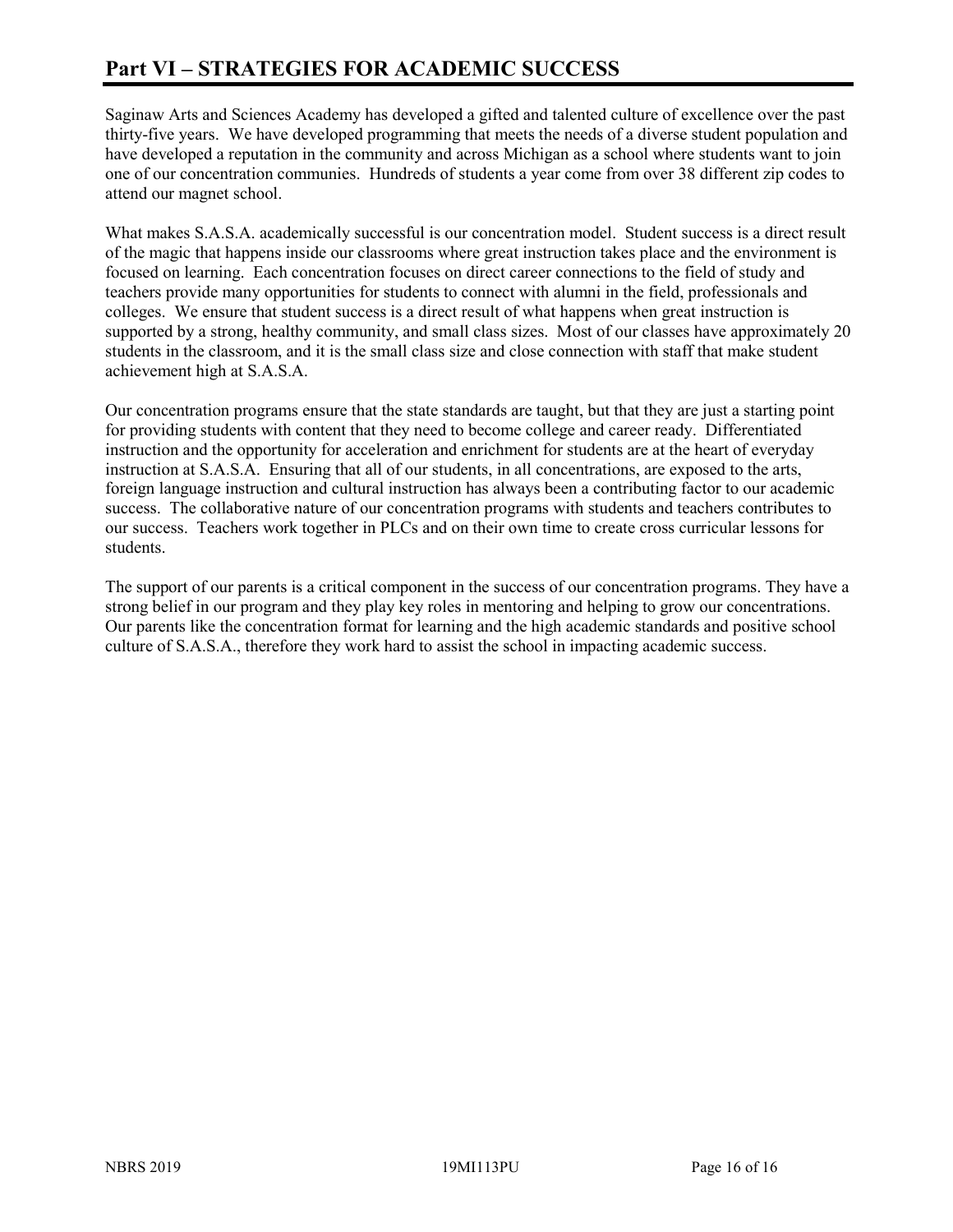# Part VI – STRATEGIES FOR ACADEMIC SUCCESS

Saginaw Arts and Sciences Academy has developed a gifted and talented culture of excellence over the past thirty-five years. We have developed programming that meets the needs of a diverse student population and have developed a reputation in the community and across Michigan as a school where students want to join one of our concentration communities. Hundreds of students a year come from over 38 different zip codes to attend our magnet school.

What makes S.A.S.A. academically successful is our concentration model. Student success is a direct result of the magic that happens inside our classrooms where great instruction takes place and the environment is focused on learning. Each concentration focuses on direct career connections to the field of study and teachers provide many opportunities for students to connect with alumni in the field, professionals and colleges. We ensure that student success is a direct result of what happens when great instruction is supported by a strong, healthy community, and small class sizes. Most of our classes have approximately 20 students in the classroom, and it is the small class size and close connection with staff that make student achievement high at S.A.S.A.

Our concentration programs ensure that the state standards are taught, but that they are just a starting point for providing students with content that they need to become college and career ready. Differentiated instruction and the opportunity for acceleration and enrichment for students are at the heart of everyday instruction at S.A.S.A. Ensuring that all of our students, in all concentrations, are exposed to the arts, foreign language instruction and cultural instruction has always been a contributing factor to our academic success. The collaborative nature of our concentration programs with students and teachers contributes to our success. Teachers work together in PLCs and on their own time to create cross curricular lessons for students.

The support of our parents is a critical component in the success of our concentration programs. They have a strong belief in our program and they play key roles in mentoring and helping to grow our concentrations. Our parents like the concentration format for learning and the high academic standards and positive school culture of S.A.S.A., therefore they work hard to assist the school in impacting academic success.